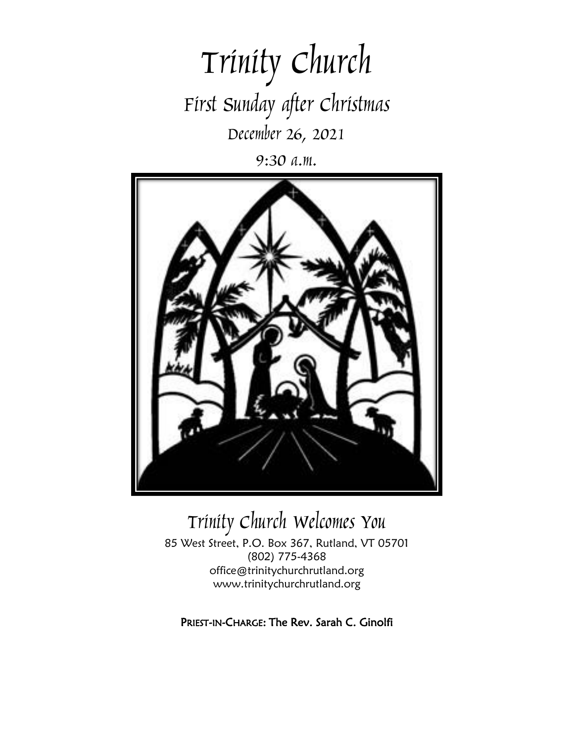# Trinity Church

## First Sunday after Christmas

December 26, 2021

9:30 a.m.

## Trinity Church Welcomes You

85 West Street, P.O. Box 367, Rutland, VT 05701
(802) 775-4368
office@trinitychurchrutland.org
www.trinitychurchrutland.org

**PRIEST-IN-CHARGE: The Rev. Sarah C. Ginolfi**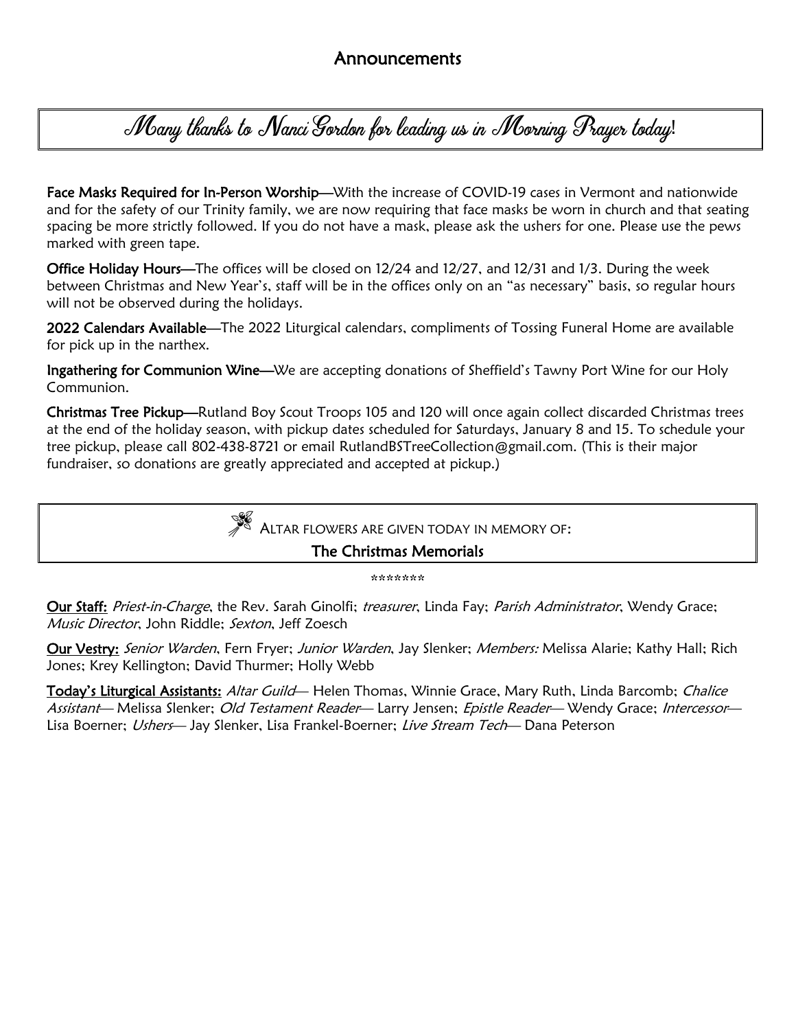## Announcements

**Many thanks to Nanci Gordon for leading us in Morning Prayer today!**

**Face Masks Required for In-Person Worship**—With the increase of COVID-19 cases in Vermont and nationwide and for the safety of our Trinity family, we are now requiring that face masks be worn in church and that seating spacing be more strictly followed. If you do not have a mask, please ask the ushers for one. Please use the pews marked with green tape.

**Office Holiday Hours**—The offices will be closed on 12/24 and 12/27, and 12/31 and 1/3. During the week between Christmas and New Year's, staff will be in the offices only on an "as necessary" basis, so regular hours will not be observed during the holidays.

**2022 Calendars Available**—The 2022 Liturgical calendars, compliments of Tossing Funeral Home are available for pick up in the narthex.

**Ingathering for Communion Wine**—We are accepting donations of Sheffield's Tawny Port Wine for our Holy Communion.

**Christmas Tree Pickup**—Rutland Boy Scout Troops 105 and 120 will once again collect discarded Christmas trees at the end of the holiday season, with pickup dates scheduled for Saturdays, January 8 and 15. To schedule your tree pickup, please call 802-438-8721 or email RutlandBSTreeCollection@gmail.com. (This is their major fundraiser, so donations are greatly appreciated and accepted at pickup.)

ALTAR FLOWERS ARE GIVEN TODAY IN MEMORY OF:

**The Christmas Memorials**

\*\*\*\*\*\*\*

**Our Staff:** *Priest-in-Charge*, the Rev. Sarah Ginolfi; *treasurer*, Linda Fay; *Parish Administrator*, Wendy Grace; *Music Director*, John Riddle; *Sexton*, Jeff Zoesch

**Our Vestry:** *Senior Warden*, Fern Fryer; *Junior Warden*, Jay Slenker; *Members:* Melissa Alarie; Kathy Hall; Rich Jones; Krey Kellington; David Thurmer; Holly Webb

**Today's Liturgical Assistants:** *Altar Guild*— Helen Thomas, Winnie Grace, Mary Ruth, Linda Barcomb; *Chalice Assistant*— Melissa Slenker; *Old Testament Reader*— Larry Jensen; *Epistle Reader*— Wendy Grace; *Intercessor*— Lisa Boerner; *Ushers*— Jay Slenker, Lisa Frankel-Boerner; *Live Stream Tech*— Dana Peterson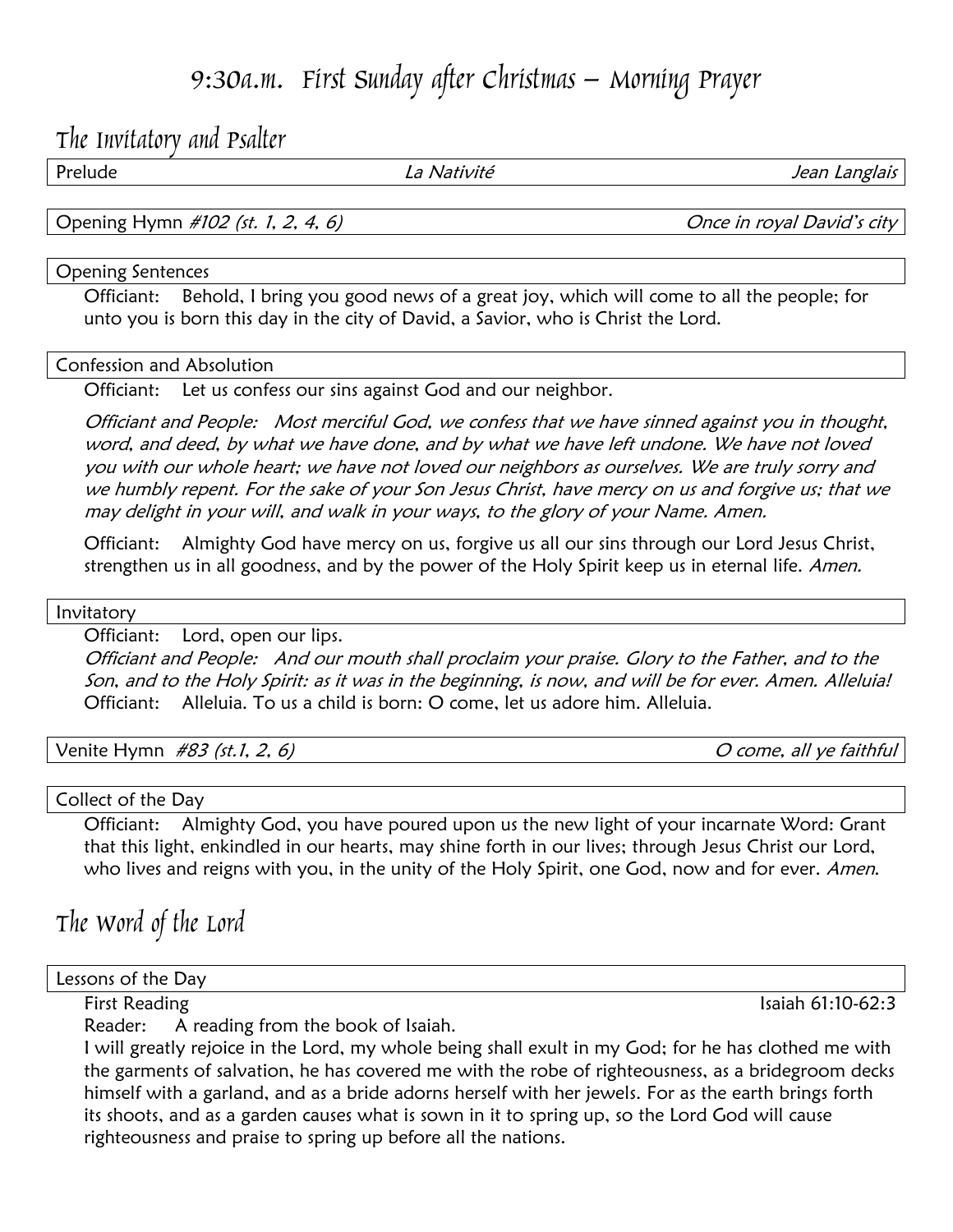# 9:30a.m. First Sunday after Christmas – Morning Prayer

## The Invitatory and Psalter

Prelude *La Nativité* *Jean Langlais*

Opening Hymn *#102 (st. 1, 2, 4, 6)* *Once in royal David's city*

Opening Sentences

Officiant: Behold, I bring you good news of a great joy, which will come to all the people; for unto you is born this day in the city of David, a Savior, who is Christ the Lord.

Confession and Absolution

Officiant: Let us confess our sins against God and our neighbor.

*Officiant and People: Most merciful God, we confess that we have sinned against you in thought, word, and deed, by what we have done, and by what we have left undone. We have not loved you with our whole heart; we have not loved our neighbors as ourselves. We are truly sorry and we humbly repent. For the sake of your Son Jesus Christ, have mercy on us and forgive us; that we may delight in your will, and walk in your ways, to the glory of your Name. Amen.*

Officiant: Almighty God have mercy on us, forgive us all our sins through our Lord Jesus Christ, strengthen us in all goodness, and by the power of the Holy Spirit keep us in eternal life. *Amen.*

Invitatory

Officiant: Lord, open our lips.
*Officiant and People: And our mouth shall proclaim your praise. Glory to the Father, and to the Son, and to the Holy Spirit: as it was in the beginning, is now, and will be for ever. Amen. Alleluia!*
Officiant: Alleluia. To us a child is born: O come, let us adore him. Alleluia.

Venite Hymn *#83 (st.1, 2, 6)* *O come, all ye faithful*

Collect of the Day

Officiant: Almighty God, you have poured upon us the new light of your incarnate Word: Grant that this light, enkindled in our hearts, may shine forth in our lives; through Jesus Christ our Lord, who lives and reigns with you, in the unity of the Holy Spirit, one God, now and for ever. *Amen.*

## The Word of the Lord

Lessons of the Day

First Reading Isaiah 61:10-62:3

Reader: A reading from the book of Isaiah.
I will greatly rejoice in the Lord, my whole being shall exult in my God; for he has clothed me with the garments of salvation, he has covered me with the robe of righteousness, as a bridegroom decks himself with a garland, and as a bride adorns herself with her jewels. For as the earth brings forth its shoots, and as a garden causes what is sown in it to spring up, so the Lord God will cause righteousness and praise to spring up before all the nations.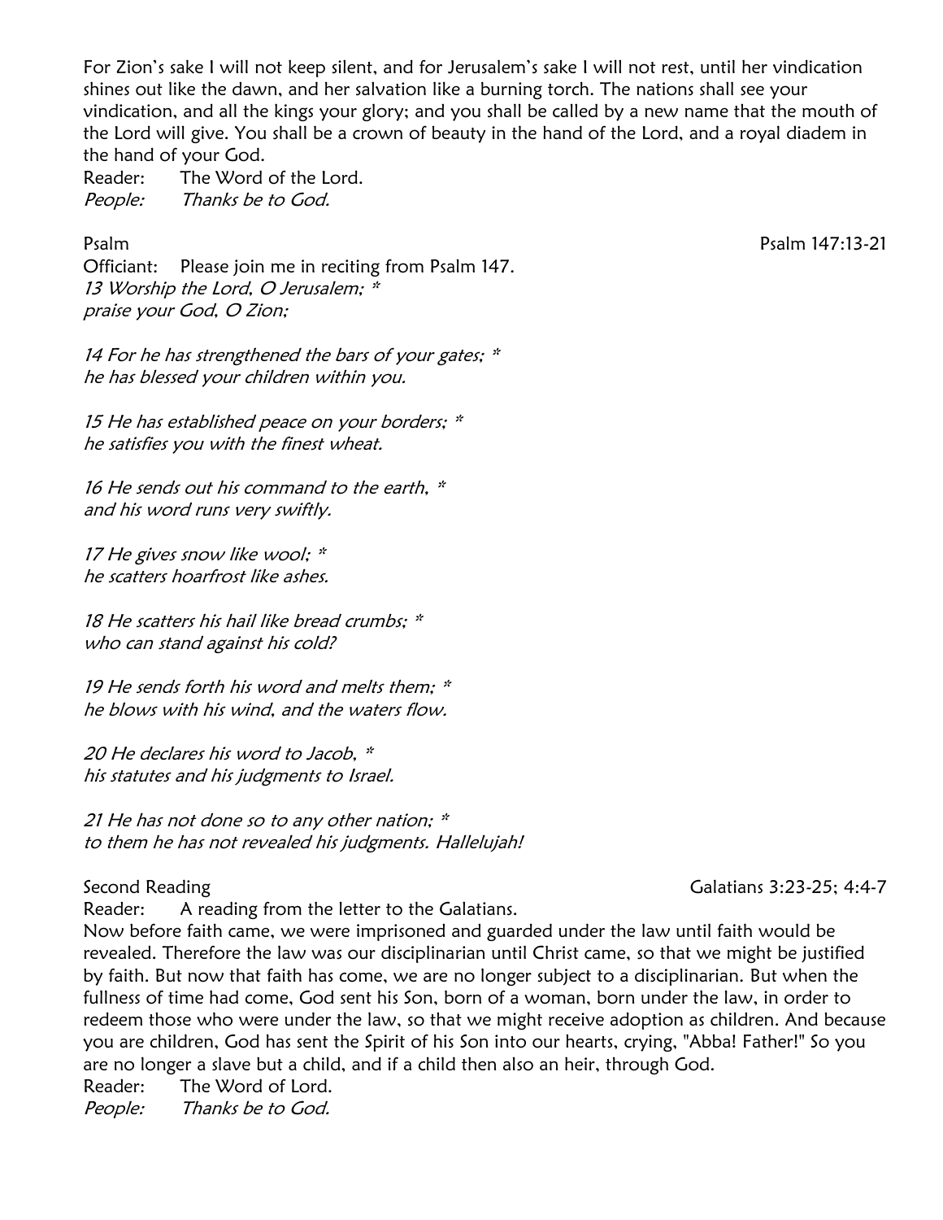For Zion's sake I will not keep silent, and for Jerusalem's sake I will not rest, until her vindication shines out like the dawn, and her salvation like a burning torch. The nations shall see your vindication, and all the kings your glory; and you shall be called by a new name that the mouth of the Lord will give. You shall be a crown of beauty in the hand of the Lord, and a royal diadem in the hand of your God.

Reader: The Word of the Lord.
*People: Thanks be to God.*

Psalm — Psalm 147:13-21

Officiant: Please join me in reciting from Psalm 147.
*13 Worship the Lord, O Jerusalem; *
praise your God, O Zion;*

*14 For he has strengthened the bars of your gates; *
he has blessed your children within you.*

*15 He has established peace on your borders; *
he satisfies you with the finest wheat.*

*16 He sends out his command to the earth, *
and his word runs very swiftly.*

*17 He gives snow like wool; *
he scatters hoarfrost like ashes.*

*18 He scatters his hail like bread crumbs; *
who can stand against his cold?*

*19 He sends forth his word and melts them; *
he blows with his wind, and the waters flow.*

*20 He declares his word to Jacob, *
his statutes and his judgments to Israel.*

*21 He has not done so to any other nation; *
to them he has not revealed his judgments. Hallelujah!*

Second Reading — Galatians 3:23-25; 4:4-7

Reader: A reading from the letter to the Galatians.
Now before faith came, we were imprisoned and guarded under the law until faith would be revealed. Therefore the law was our disciplinarian until Christ came, so that we might be justified by faith. But now that faith has come, we are no longer subject to a disciplinarian. But when the fullness of time had come, God sent his Son, born of a woman, born under the law, in order to redeem those who were under the law, so that we might receive adoption as children. And because you are children, God has sent the Spirit of his Son into our hearts, crying, "Abba! Father!" So you are no longer a slave but a child, and if a child then also an heir, through God.

Reader: The Word of Lord.
*People: Thanks be to God.*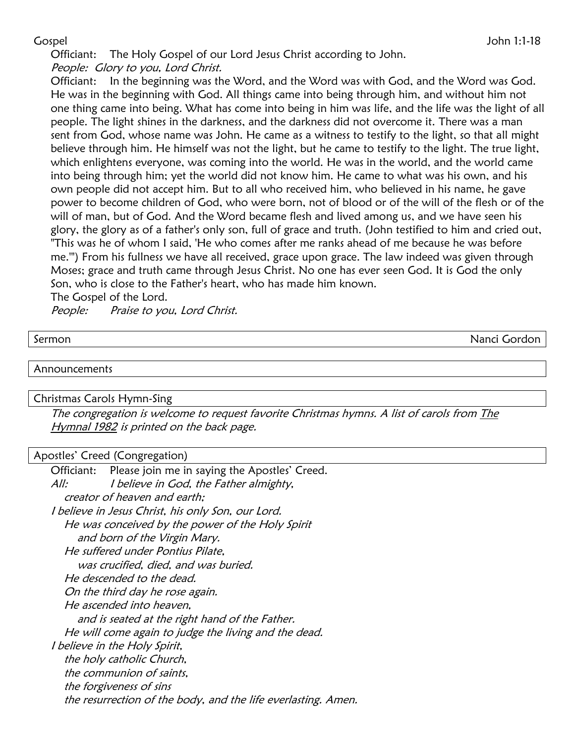Gospel John 1:1-18

Officiant: The Holy Gospel of our Lord Jesus Christ according to John.

*People: Glory to you, Lord Christ.*

Officiant: In the beginning was the Word, and the Word was with God, and the Word was God. He was in the beginning with God. All things came into being through him, and without him not one thing came into being. What has come into being in him was life, and the life was the light of all people. The light shines in the darkness, and the darkness did not overcome it. There was a man sent from God, whose name was John. He came as a witness to testify to the light, so that all might believe through him. He himself was not the light, but he came to testify to the light. The true light, which enlightens everyone, was coming into the world. He was in the world, and the world came into being through him; yet the world did not know him. He came to what was his own, and his own people did not accept him. But to all who received him, who believed in his name, he gave power to become children of God, who were born, not of blood or of the will of the flesh or of the will of man, but of God. And the Word became flesh and lived among us, and we have seen his glory, the glory as of a father's only son, full of grace and truth. (John testified to him and cried out, "This was he of whom I said, 'He who comes after me ranks ahead of me because he was before me.'") From his fullness we have all received, grace upon grace. The law indeed was given through Moses; grace and truth came through Jesus Christ. No one has ever seen God. It is God the only Son, who is close to the Father's heart, who has made him known.

The Gospel of the Lord.

*People: Praise to you, Lord Christ.*

Sermon Nanci Gordon

Announcements

Christmas Carols Hymn-Sing

*The congregation is welcome to request favorite Christmas hymns. A list of carols from The Hymnal 1982 is printed on the back page.*

Apostles' Creed (Congregation)

Officiant: Please join me in saying the Apostles' Creed.

*All: I believe in God, the Father almighty,*
*creator of heaven and earth;*
*I believe in Jesus Christ, his only Son, our Lord.*
*He was conceived by the power of the Holy Spirit*
*and born of the Virgin Mary.*
*He suffered under Pontius Pilate,*
*was crucified, died, and was buried.*
*He descended to the dead.*
*On the third day he rose again.*
*He ascended into heaven,*
*and is seated at the right hand of the Father.*
*He will come again to judge the living and the dead.*
*I believe in the Holy Spirit,*
*the holy catholic Church,*
*the communion of saints,*
*the forgiveness of sins*
*the resurrection of the body, and the life everlasting. Amen.*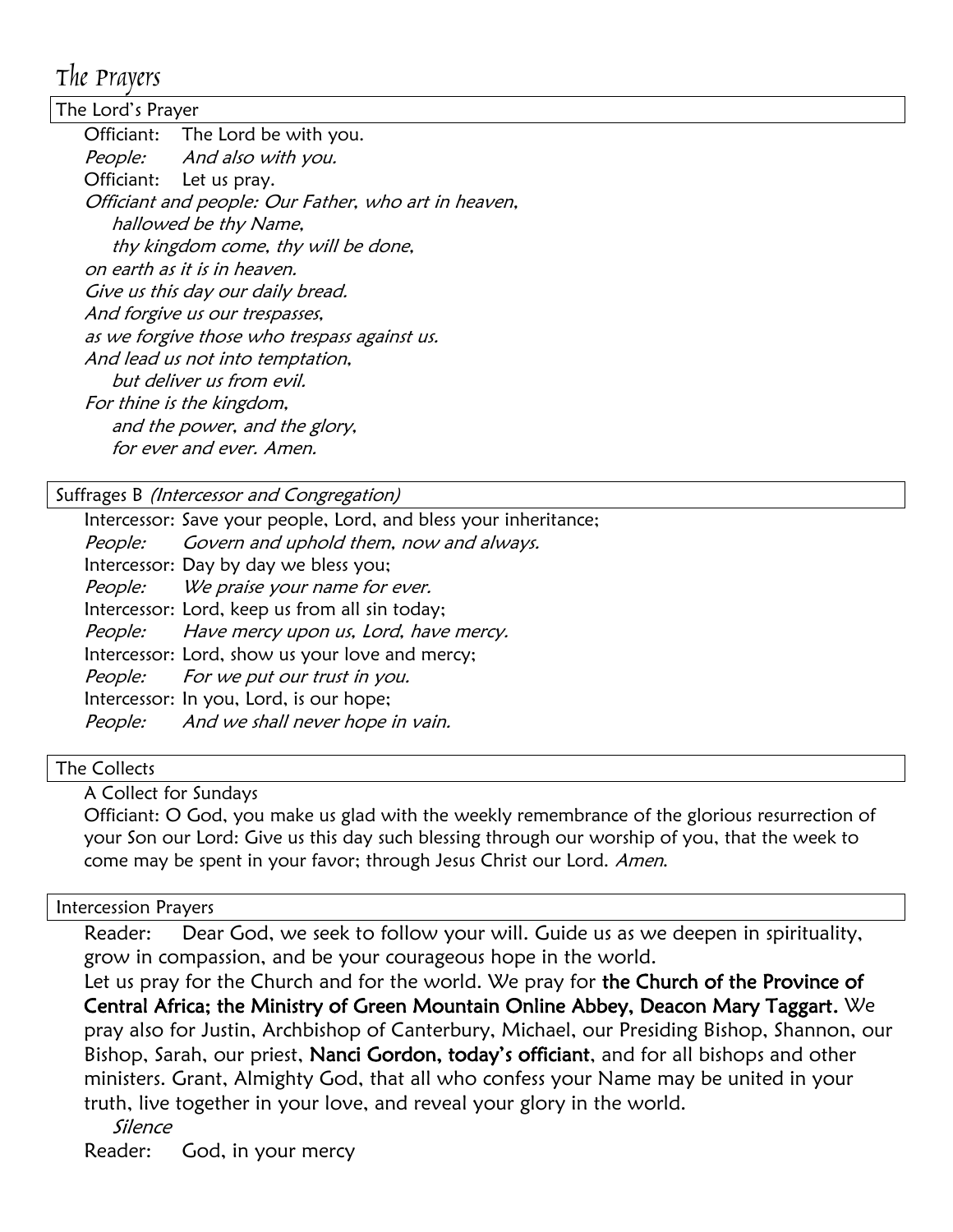# The Prayers

## The Lord's Prayer

Officiant: The Lord be with you.
*People: And also with you.*
Officiant: Let us pray.
*Officiant and people: Our Father, who art in heaven,*
*hallowed be thy Name,*
*thy kingdom come, thy will be done,*
*on earth as it is in heaven.*
*Give us this day our daily bread.*
*And forgive us our trespasses,*
*as we forgive those who trespass against us.*
*And lead us not into temptation,*
*but deliver us from evil.*
*For thine is the kingdom,*
*and the power, and the glory,*
*for ever and ever. Amen.*

## Suffrages B *(Intercessor and Congregation)*

Intercessor: Save your people, Lord, and bless your inheritance;
*People: Govern and uphold them, now and always.*
Intercessor: Day by day we bless you;
*People: We praise your name for ever.*
Intercessor: Lord, keep us from all sin today;
*People: Have mercy upon us, Lord, have mercy.*
Intercessor: Lord, show us your love and mercy;
*People: For we put our trust in you.*
Intercessor: In you, Lord, is our hope;
*People: And we shall never hope in vain.*

## The Collects

A Collect for Sundays

Officiant: O God, you make us glad with the weekly remembrance of the glorious resurrection of your Son our Lord: Give us this day such blessing through our worship of you, that the week to come may be spent in your favor; through Jesus Christ our Lord. *Amen.*

## Intercession Prayers

Reader: Dear God, we seek to follow your will. Guide us as we deepen in spirituality, grow in compassion, and be your courageous hope in the world.

Let us pray for the Church and for the world. We pray for **the Church of the Province of Central Africa; the Ministry of Green Mountain Online Abbey, Deacon Mary Taggart.** We pray also for Justin, Archbishop of Canterbury, Michael, our Presiding Bishop, Shannon, our Bishop, Sarah, our priest, **Nanci Gordon, today's officiant**, and for all bishops and other ministers. Grant, Almighty God, that all who confess your Name may be united in your truth, live together in your love, and reveal your glory in the world.

*Silence*

Reader: God, in your mercy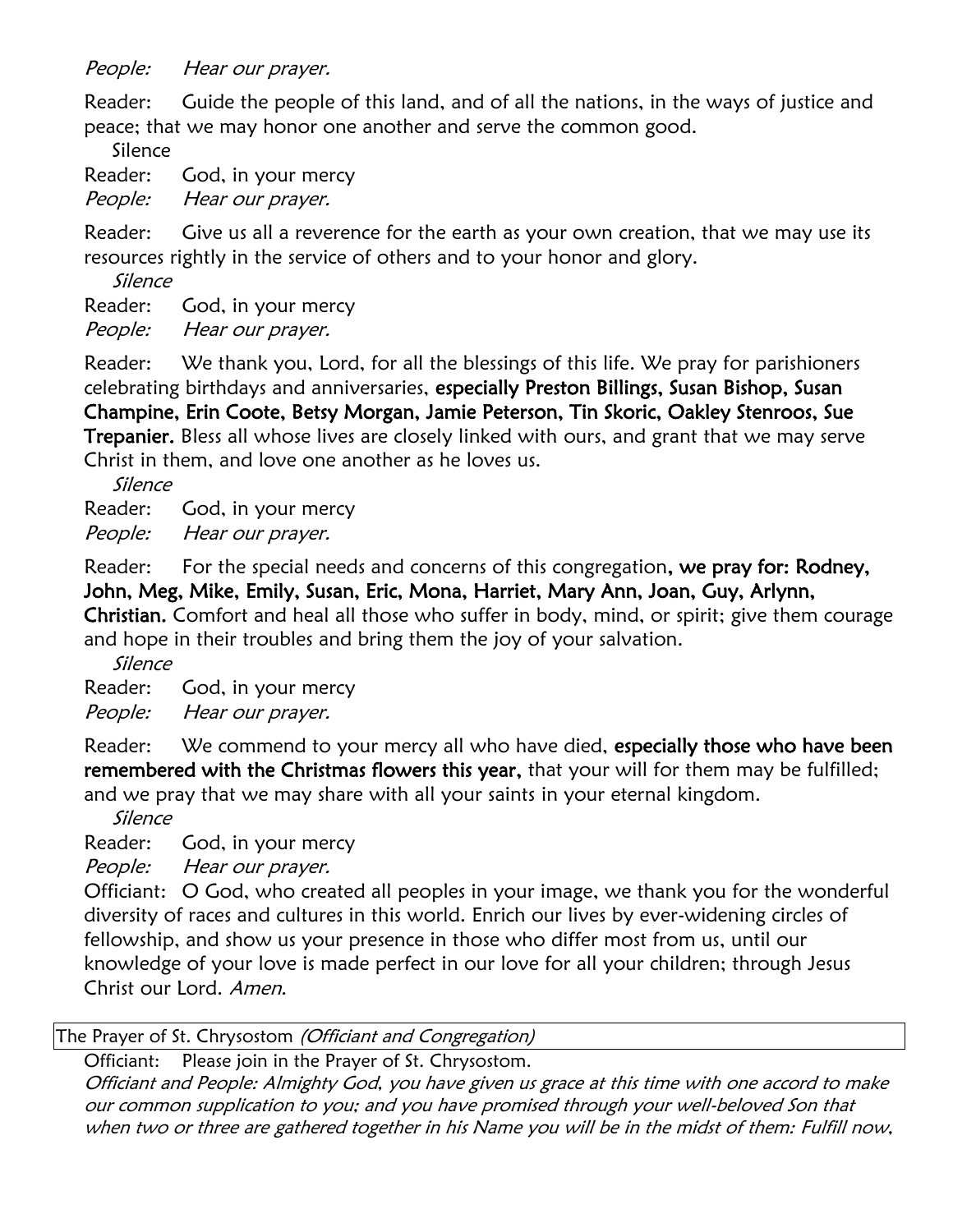*People:* *Hear our prayer.*

Reader: Guide the people of this land, and of all the nations, in the ways of justice and peace; that we may honor one another and serve the common good.

Silence

Reader: God, in your mercy

*People:* *Hear our prayer.*

Reader: Give us all a reverence for the earth as your own creation, that we may use its resources rightly in the service of others and to your honor and glory.

*Silence*

Reader: God, in your mercy

*People:* *Hear our prayer.*

Reader: We thank you, Lord, for all the blessings of this life. We pray for parishioners celebrating birthdays and anniversaries, **especially Preston Billings, Susan Bishop, Susan Champine, Erin Coote, Betsy Morgan, Jamie Peterson, Tin Skoric, Oakley Stenroos, Sue Trepanier.** Bless all whose lives are closely linked with ours, and grant that we may serve Christ in them, and love one another as he loves us.

*Silence*

Reader: God, in your mercy

*People:* *Hear our prayer.*

Reader: For the special needs and concerns of this congregation**, we pray for: Rodney, John, Meg, Mike, Emily, Susan, Eric, Mona, Harriet, Mary Ann, Joan, Guy, Arlynn, Christian.** Comfort and heal all those who suffer in body, mind, or spirit; give them courage and hope in their troubles and bring them the joy of your salvation.

*Silence*

Reader: God, in your mercy

*People:* *Hear our prayer.*

Reader: We commend to your mercy all who have died, **especially those who have been remembered with the Christmas flowers this year,** that your will for them may be fulfilled; and we pray that we may share with all your saints in your eternal kingdom.

*Silence*

Reader: God, in your mercy

*People:* *Hear our prayer.*

Officiant: O God, who created all peoples in your image, we thank you for the wonderful diversity of races and cultures in this world. Enrich our lives by ever-widening circles of fellowship, and show us your presence in those who differ most from us, until our knowledge of your love is made perfect in our love for all your children; through Jesus Christ our Lord. *Amen.*

The Prayer of St. Chrysostom *(Officiant and Congregation)*

Officiant: Please join in the Prayer of St. Chrysostom.

*Officiant and People: Almighty God, you have given us grace at this time with one accord to make our common supplication to you; and you have promised through your well-beloved Son that when two or three are gathered together in his Name you will be in the midst of them: Fulfill now,*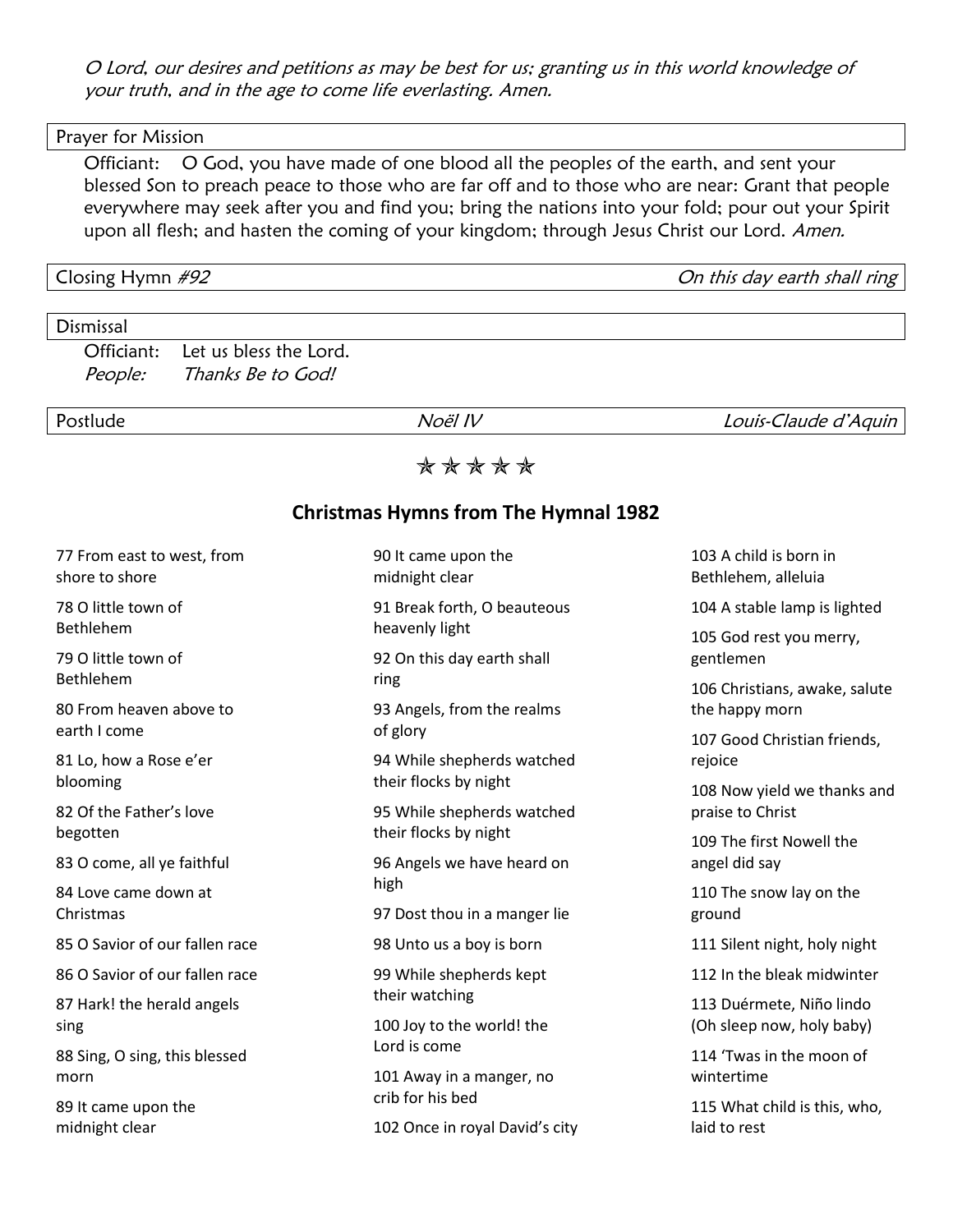*O Lord, our desires and petitions as may be best for us; granting us in this world knowledge of your truth, and in the age to come life everlasting. Amen.*

Prayer for Mission

Officiant: O God, you have made of one blood all the peoples of the earth, and sent your blessed Son to preach peace to those who are far off and to those who are near: Grant that people everywhere may seek after you and find you; bring the nations into your fold; pour out your Spirit upon all flesh; and hasten the coming of your kingdom; through Jesus Christ our Lord. *Amen.*

Closing Hymn *#92* — *On this day earth shall ring*

Dismissal

Officiant: Let us bless the Lord.
*People: Thanks Be to God!*

Postlude — *Noël IV* — *Louis-Claude d'Aquin*

✯✯✯✯✯

## Christmas Hymns from The Hymnal 1982

77 From east to west, from shore to shore

78 O little town of Bethlehem

79 O little town of Bethlehem

80 From heaven above to earth I come

81 Lo, how a Rose e'er blooming

82 Of the Father's love begotten

83 O come, all ye faithful

84 Love came down at Christmas

85 O Savior of our fallen race

86 O Savior of our fallen race

87 Hark! the herald angels sing

88 Sing, O sing, this blessed morn

89 It came upon the midnight clear

90 It came upon the midnight clear

91 Break forth, O beauteous heavenly light

92 On this day earth shall ring

93 Angels, from the realms of glory

94 While shepherds watched their flocks by night

95 While shepherds watched their flocks by night

96 Angels we have heard on high

97 Dost thou in a manger lie

98 Unto us a boy is born

99 While shepherds kept their watching

100 Joy to the world! the Lord is come

101 Away in a manger, no crib for his bed

102 Once in royal David's city

103 A child is born in Bethlehem, alleluia

104 A stable lamp is lighted

105 God rest you merry, gentlemen

106 Christians, awake, salute the happy morn

107 Good Christian friends, rejoice

108 Now yield we thanks and praise to Christ

109 The first Nowell the angel did say

110 The snow lay on the ground

111 Silent night, holy night

112 In the bleak midwinter

113 Duérmete, Niño lindo (Oh sleep now, holy baby)

114 'Twas in the moon of wintertime

115 What child is this, who, laid to rest